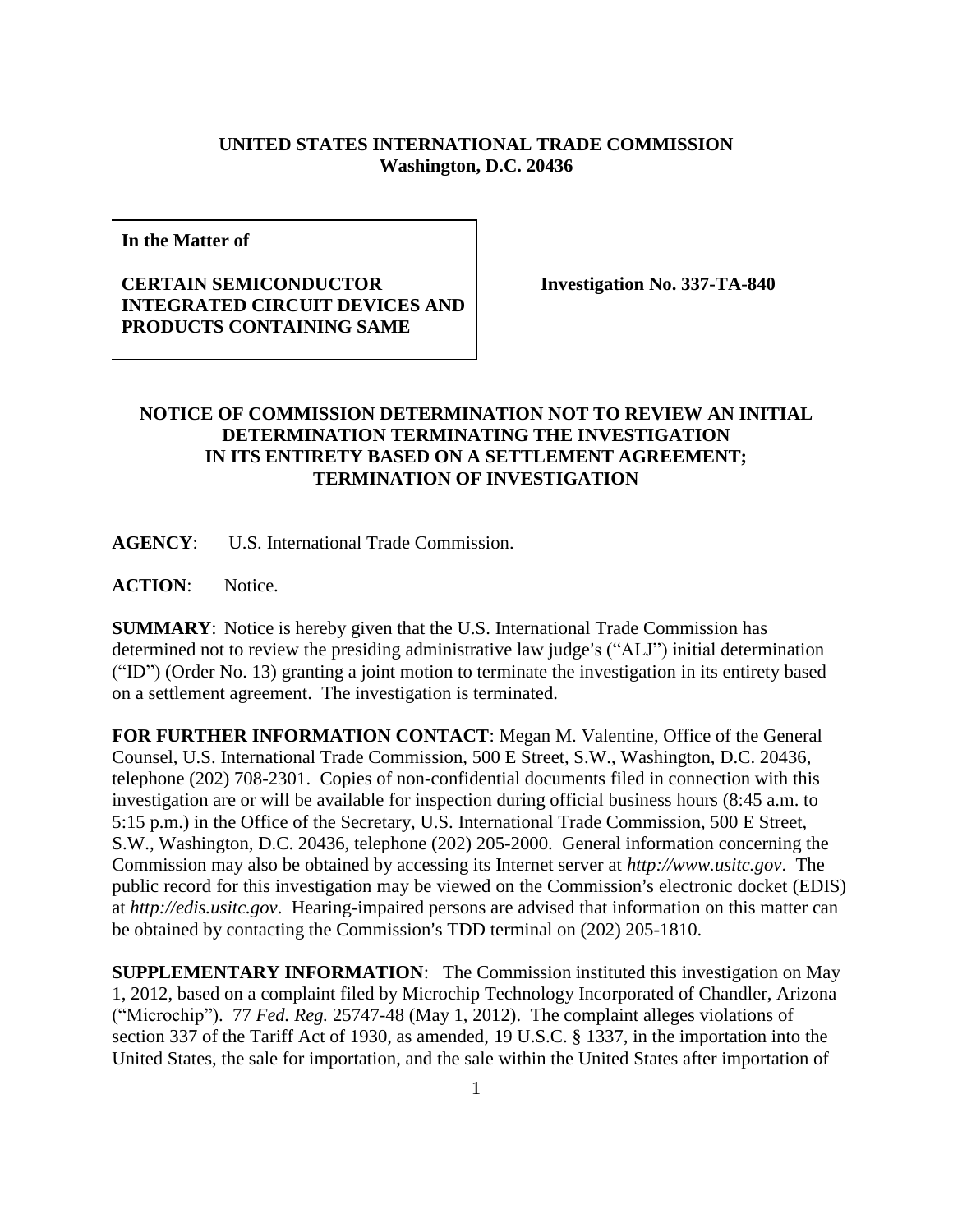**UNITED STATES INTERNATIONAL TRADE COMMISSION**
**Washington, D.C. 20436**

| **In the Matter of**<br><br>**CERTAIN SEMICONDUCTOR INTEGRATED CIRCUIT DEVICES AND PRODUCTS CONTAINING SAME** | **Investigation No. 337-TA-840** |
|---|---|

**NOTICE OF COMMISSION DETERMINATION NOT TO REVIEW AN INITIAL DETERMINATION TERMINATING THE INVESTIGATION IN ITS ENTIRETY BASED ON A SETTLEMENT AGREEMENT; TERMINATION OF INVESTIGATION**

**AGENCY**: U.S. International Trade Commission.

**ACTION**: Notice.

**SUMMARY**: Notice is hereby given that the U.S. International Trade Commission has determined not to review the presiding administrative law judge's ("ALJ") initial determination ("ID") (Order No. 13) granting a joint motion to terminate the investigation in its entirety based on a settlement agreement. The investigation is terminated.

**FOR FURTHER INFORMATION CONTACT**: Megan M. Valentine, Office of the General Counsel, U.S. International Trade Commission, 500 E Street, S.W., Washington, D.C. 20436, telephone (202) 708-2301. Copies of non-confidential documents filed in connection with this investigation are or will be available for inspection during official business hours (8:45 a.m. to 5:15 p.m.) in the Office of the Secretary, U.S. International Trade Commission, 500 E Street, S.W., Washington, D.C. 20436, telephone (202) 205-2000. General information concerning the Commission may also be obtained by accessing its Internet server at *http://www.usitc.gov*. The public record for this investigation may be viewed on the Commission's electronic docket (EDIS) at *http://edis.usitc.gov*. Hearing-impaired persons are advised that information on this matter can be obtained by contacting the Commission's TDD terminal on (202) 205-1810.

**SUPPLEMENTARY INFORMATION**: The Commission instituted this investigation on May 1, 2012, based on a complaint filed by Microchip Technology Incorporated of Chandler, Arizona ("Microchip"). 77 *Fed. Reg.* 25747-48 (May 1, 2012). The complaint alleges violations of section 337 of the Tariff Act of 1930, as amended, 19 U.S.C. § 1337, in the importation into the United States, the sale for importation, and the sale within the United States after importation of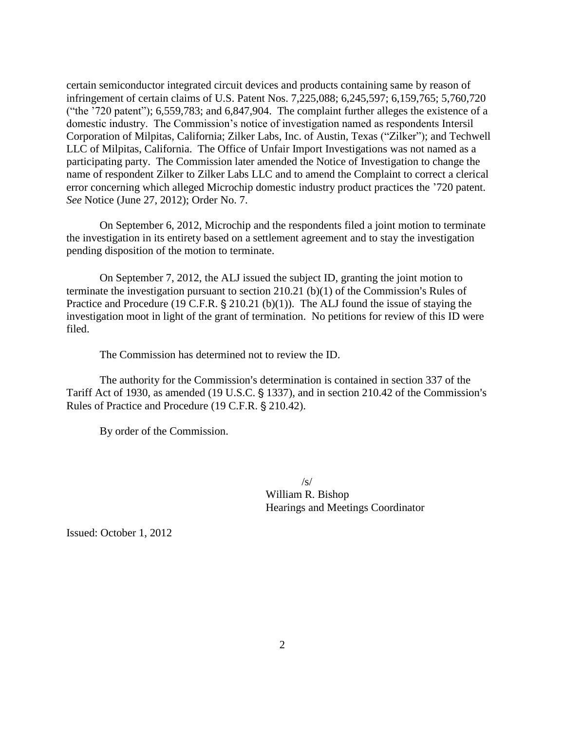certain semiconductor integrated circuit devices and products containing same by reason of infringement of certain claims of U.S. Patent Nos. 7,225,088; 6,245,597; 6,159,765; 5,760,720 ("the '720 patent"); 6,559,783; and 6,847,904. The complaint further alleges the existence of a domestic industry. The Commission's notice of investigation named as respondents Intersil Corporation of Milpitas, California; Zilker Labs, Inc. of Austin, Texas ("Zilker"); and Techwell LLC of Milpitas, California. The Office of Unfair Import Investigations was not named as a participating party. The Commission later amended the Notice of Investigation to change the name of respondent Zilker to Zilker Labs LLC and to amend the Complaint to correct a clerical error concerning which alleged Microchip domestic industry product practices the '720 patent. *See* Notice (June 27, 2012); Order No. 7.

On September 6, 2012, Microchip and the respondents filed a joint motion to terminate the investigation in its entirety based on a settlement agreement and to stay the investigation pending disposition of the motion to terminate.

On September 7, 2012, the ALJ issued the subject ID, granting the joint motion to terminate the investigation pursuant to section 210.21 (b)(1) of the Commission's Rules of Practice and Procedure (19 C.F.R. § 210.21 (b)(1)). The ALJ found the issue of staying the investigation moot in light of the grant of termination. No petitions for review of this ID were filed.

The Commission has determined not to review the ID.

The authority for the Commission's determination is contained in section 337 of the Tariff Act of 1930, as amended (19 U.S.C. § 1337), and in section 210.42 of the Commission's Rules of Practice and Procedure (19 C.F.R. § 210.42).

By order of the Commission.

/s/
William R. Bishop
Hearings and Meetings Coordinator

Issued: October 1, 2012